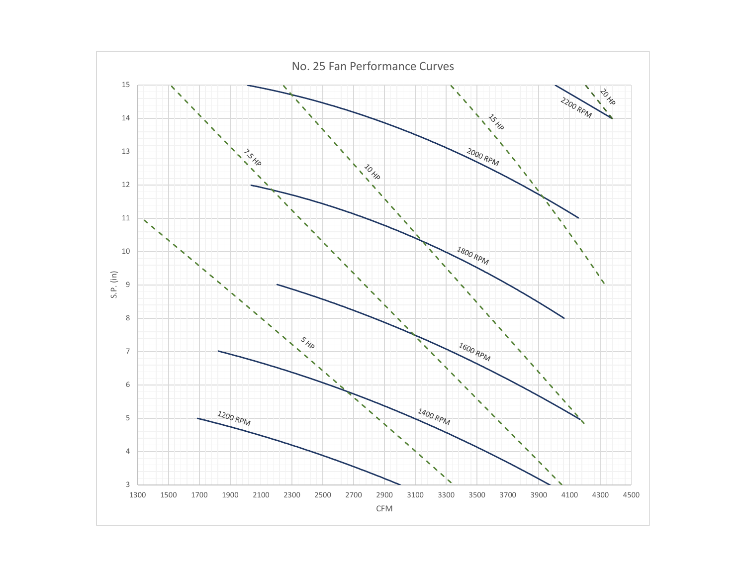# No. 25 Fan Performance Curves

S.P. (in)

15
14
13
12
11
10
9
8
7
6
5
4
3

1300 1500 1700 1900 2100 2300 2500 2700 2900 3100 3300 3500 3700 3900 4100 4300 4500

CFM

1200 RPM
1400 RPM
1600 RPM
1800 RPM
2000 RPM
2200 RPM

5 HP
7.5 HP
10 HP
15 HP
20 HP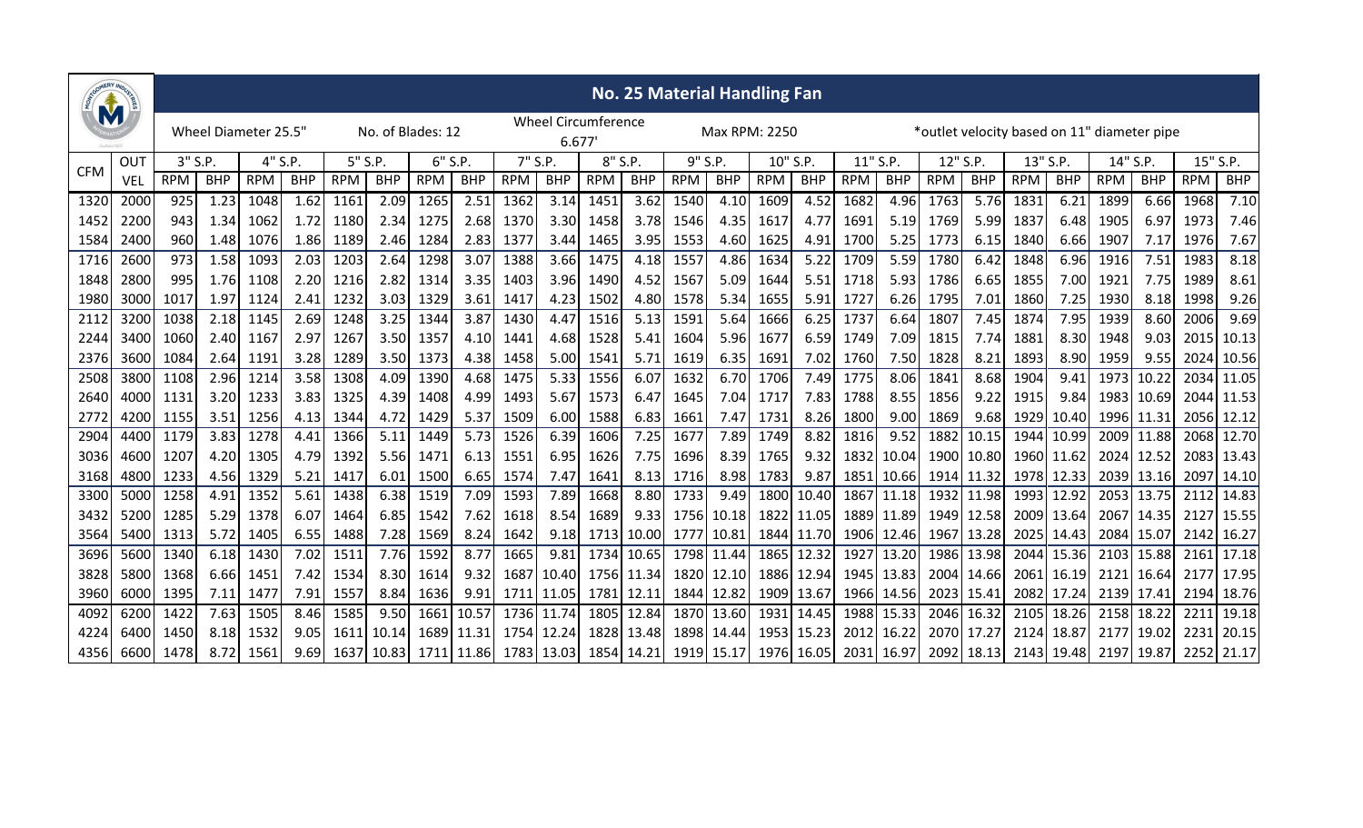# No. 25 Material Handling Fan

Wheel Diameter 25.5" | No. of Blades: 12 | Wheel Circumference 6.677' | Max RPM: 2250 | *outlet velocity based on 11" diameter pipe

| CFM | OUT | 3" S.P. | | 4" S.P. | | 5" S.P. | | 6" S.P. | | 7" S.P. | | 8" S.P. | | 9" S.P. | | 10" S.P. | | 11" S.P. | | 12" S.P. | | 13" S.P. | | 14" S.P. | | 15" S.P. | |
|---|---|---|---|---|---|---|---|---|---|---|---|---|---|---|---|---|---|---|---|---|---|---|---|---|---|---|---|
| | VEL | RPM | BHP | RPM | BHP | RPM | BHP | RPM | BHP | RPM | BHP | RPM | BHP | RPM | BHP | RPM | BHP | RPM | BHP | RPM | BHP | RPM | BHP | RPM | BHP | RPM | BHP |
| 1320 | 2000 | 925 | 1.23 | 1048 | 1.62 | 1161 | 2.09 | 1265 | 2.51 | 1362 | 3.14 | 1451 | 3.62 | 1540 | 4.10 | 1609 | 4.52 | 1682 | 4.96 | 1763 | 5.76 | 1831 | 6.21 | 1899 | 6.66 | 1968 | 7.10 |
| 1452 | 2200 | 943 | 1.34 | 1062 | 1.72 | 1180 | 2.34 | 1275 | 2.68 | 1370 | 3.30 | 1458 | 3.78 | 1546 | 4.35 | 1617 | 4.77 | 1691 | 5.19 | 1769 | 5.99 | 1837 | 6.48 | 1905 | 6.97 | 1973 | 7.46 |
| 1584 | 2400 | 960 | 1.48 | 1076 | 1.86 | 1189 | 2.46 | 1284 | 2.83 | 1377 | 3.44 | 1465 | 3.95 | 1553 | 4.60 | 1625 | 4.91 | 1700 | 5.25 | 1773 | 6.15 | 1840 | 6.66 | 1907 | 7.17 | 1976 | 7.67 |
| 1716 | 2600 | 973 | 1.58 | 1093 | 2.03 | 1203 | 2.64 | 1298 | 3.07 | 1388 | 3.66 | 1475 | 4.18 | 1557 | 4.86 | 1634 | 5.22 | 1709 | 5.59 | 1780 | 6.42 | 1848 | 6.96 | 1916 | 7.51 | 1983 | 8.18 |
| 1848 | 2800 | 995 | 1.76 | 1108 | 2.20 | 1216 | 2.82 | 1314 | 3.35 | 1403 | 3.96 | 1490 | 4.52 | 1567 | 5.09 | 1644 | 5.51 | 1718 | 5.93 | 1786 | 6.65 | 1855 | 7.00 | 1921 | 7.75 | 1989 | 8.61 |
| 1980 | 3000 | 1017 | 1.97 | 1124 | 2.41 | 1232 | 3.03 | 1329 | 3.61 | 1417 | 4.23 | 1502 | 4.80 | 1578 | 5.34 | 1655 | 5.91 | 1727 | 6.26 | 1795 | 7.01 | 1860 | 7.25 | 1930 | 8.18 | 1998 | 9.26 |
| 2112 | 3200 | 1038 | 2.18 | 1145 | 2.69 | 1248 | 3.25 | 1344 | 3.87 | 1430 | 4.47 | 1516 | 5.13 | 1591 | 5.64 | 1666 | 6.25 | 1737 | 6.64 | 1807 | 7.45 | 1874 | 7.95 | 1939 | 8.60 | 2006 | 9.69 |
| 2244 | 3400 | 1060 | 2.40 | 1167 | 2.97 | 1267 | 3.50 | 1357 | 4.10 | 1441 | 4.68 | 1528 | 5.41 | 1604 | 5.96 | 1677 | 6.59 | 1749 | 7.09 | 1815 | 7.74 | 1881 | 8.30 | 1948 | 9.03 | 2015 | 10.13 |
| 2376 | 3600 | 1084 | 2.64 | 1191 | 3.28 | 1289 | 3.50 | 1373 | 4.38 | 1458 | 5.00 | 1541 | 5.71 | 1619 | 6.35 | 1691 | 7.02 | 1760 | 7.50 | 1828 | 8.21 | 1893 | 8.90 | 1959 | 9.55 | 2024 | 10.56 |
| 2508 | 3800 | 1108 | 2.96 | 1214 | 3.58 | 1308 | 4.09 | 1390 | 4.68 | 1475 | 5.33 | 1556 | 6.07 | 1632 | 6.70 | 1706 | 7.49 | 1775 | 8.06 | 1841 | 8.68 | 1904 | 9.41 | 1973 | 10.22 | 2034 | 11.05 |
| 2640 | 4000 | 1131 | 3.20 | 1233 | 3.83 | 1325 | 4.39 | 1408 | 4.99 | 1493 | 5.67 | 1573 | 6.47 | 1645 | 7.04 | 1717 | 7.83 | 1788 | 8.55 | 1856 | 9.22 | 1915 | 9.84 | 1983 | 10.69 | 2044 | 11.53 |
| 2772 | 4200 | 1155 | 3.51 | 1256 | 4.13 | 1344 | 4.72 | 1429 | 5.37 | 1509 | 6.00 | 1588 | 6.83 | 1661 | 7.47 | 1731 | 8.26 | 1800 | 9.00 | 1869 | 9.68 | 1929 | 10.40 | 1996 | 11.31 | 2056 | 12.12 |
| 2904 | 4400 | 1179 | 3.83 | 1278 | 4.41 | 1366 | 5.11 | 1449 | 5.73 | 1526 | 6.39 | 1606 | 7.25 | 1677 | 7.89 | 1749 | 8.82 | 1816 | 9.52 | 1882 | 10.15 | 1944 | 10.99 | 2009 | 11.88 | 2068 | 12.70 |
| 3036 | 4600 | 1207 | 4.20 | 1305 | 4.79 | 1392 | 5.56 | 1471 | 6.13 | 1551 | 6.95 | 1626 | 7.75 | 1696 | 8.39 | 1765 | 9.32 | 1832 | 10.04 | 1900 | 10.80 | 1960 | 11.62 | 2024 | 12.52 | 2083 | 13.43 |
| 3168 | 4800 | 1233 | 4.56 | 1329 | 5.21 | 1417 | 6.01 | 1500 | 6.65 | 1574 | 7.47 | 1641 | 8.13 | 1716 | 8.98 | 1783 | 9.87 | 1851 | 10.66 | 1914 | 11.32 | 1978 | 12.33 | 2039 | 13.16 | 2097 | 14.10 |
| 3300 | 5000 | 1258 | 4.91 | 1352 | 5.61 | 1438 | 6.38 | 1519 | 7.09 | 1593 | 7.89 | 1668 | 8.80 | 1733 | 9.49 | 1800 | 10.40 | 1867 | 11.18 | 1932 | 11.98 | 1993 | 12.92 | 2053 | 13.75 | 2112 | 14.83 |
| 3432 | 5200 | 1285 | 5.29 | 1378 | 6.07 | 1464 | 6.85 | 1542 | 7.62 | 1618 | 8.54 | 1689 | 9.33 | 1756 | 10.18 | 1822 | 11.05 | 1889 | 11.89 | 1949 | 12.58 | 2009 | 13.64 | 2067 | 14.35 | 2127 | 15.55 |
| 3564 | 5400 | 1313 | 5.72 | 1405 | 6.55 | 1488 | 7.28 | 1569 | 8.24 | 1642 | 9.18 | 1713 | 10.00 | 1777 | 10.81 | 1844 | 11.70 | 1906 | 12.46 | 1967 | 13.28 | 2025 | 14.43 | 2084 | 15.07 | 2142 | 16.27 |
| 3696 | 5600 | 1340 | 6.18 | 1430 | 7.02 | 1511 | 7.76 | 1592 | 8.77 | 1665 | 9.81 | 1734 | 10.65 | 1798 | 11.44 | 1865 | 12.32 | 1927 | 13.20 | 1986 | 13.98 | 2044 | 15.36 | 2103 | 15.88 | 2161 | 17.18 |
| 3828 | 5800 | 1368 | 6.66 | 1451 | 7.42 | 1534 | 8.30 | 1614 | 9.32 | 1687 | 10.40 | 1756 | 11.34 | 1820 | 12.10 | 1886 | 12.94 | 1945 | 13.83 | 2004 | 14.66 | 2061 | 16.19 | 2121 | 16.64 | 2177 | 17.95 |
| 3960 | 6000 | 1395 | 7.11 | 1477 | 7.91 | 1557 | 8.84 | 1636 | 9.91 | 1711 | 11.05 | 1781 | 12.11 | 1844 | 12.82 | 1909 | 13.67 | 1966 | 14.56 | 2023 | 15.41 | 2082 | 17.24 | 2139 | 17.41 | 2194 | 18.76 |
| 4092 | 6200 | 1422 | 7.63 | 1505 | 8.46 | 1585 | 9.50 | 1661 | 10.57 | 1736 | 11.74 | 1805 | 12.84 | 1870 | 13.60 | 1931 | 14.45 | 1988 | 15.33 | 2046 | 16.32 | 2105 | 18.26 | 2158 | 18.22 | 2211 | 19.18 |
| 4224 | 6400 | 1450 | 8.18 | 1532 | 9.05 | 1611 | 10.14 | 1689 | 11.31 | 1754 | 12.24 | 1828 | 13.48 | 1898 | 14.44 | 1953 | 15.23 | 2012 | 16.22 | 2070 | 17.27 | 2124 | 18.87 | 2177 | 19.02 | 2231 | 20.15 |
| 4356 | 6600 | 1478 | 8.72 | 1561 | 9.69 | 1637 | 10.83 | 1711 | 11.86 | 1783 | 13.03 | 1854 | 14.21 | 1919 | 15.17 | 1976 | 16.05 | 2031 | 16.97 | 2092 | 18.13 | 2143 | 19.48 | 2197 | 19.87 | 2252 | 21.17 |